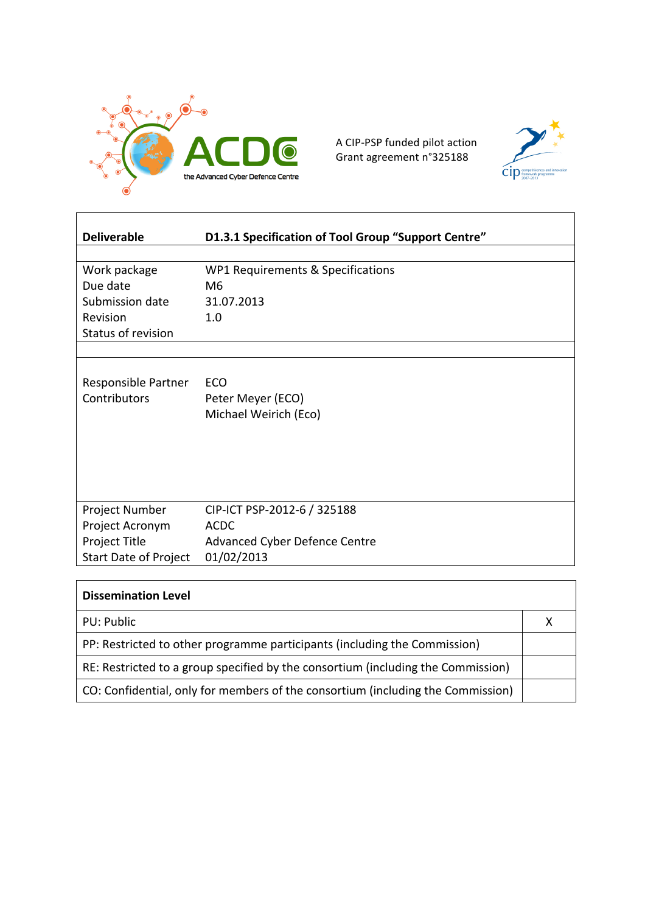ACDC

the Advanced Cyber Defence Centre

A CIP-PSP funded pilot action
Grant agreement n°325188

| **Deliverable** | **D1.3.1 Specification of Tool Group “Support Centre”** |
|---|---|
| | |
| Work package | WP1 Requirements & Specifications |
| Due date | M6 |
| Submission date | 31.07.2013 |
| Revision | 1.0 |
| Status of revision | |
| | |
| Responsible Partner | ECO |
| Contributors | Peter Meyer (ECO) |
| | Michael Weirich (Eco) |
| Project Number | CIP-ICT PSP-2012-6 / 325188 |
| Project Acronym | ACDC |
| Project Title | Advanced Cyber Defence Centre |
| Start Date of Project | 01/02/2013 |

| **Dissemination Level** | |
|---|---|
| PU: Public | X |
| PP: Restricted to other programme participants (including the Commission) | |
| RE: Restricted to a group specified by the consortium (including the Commission) | |
| CO: Confidential, only for members of the consortium (including the Commission) | |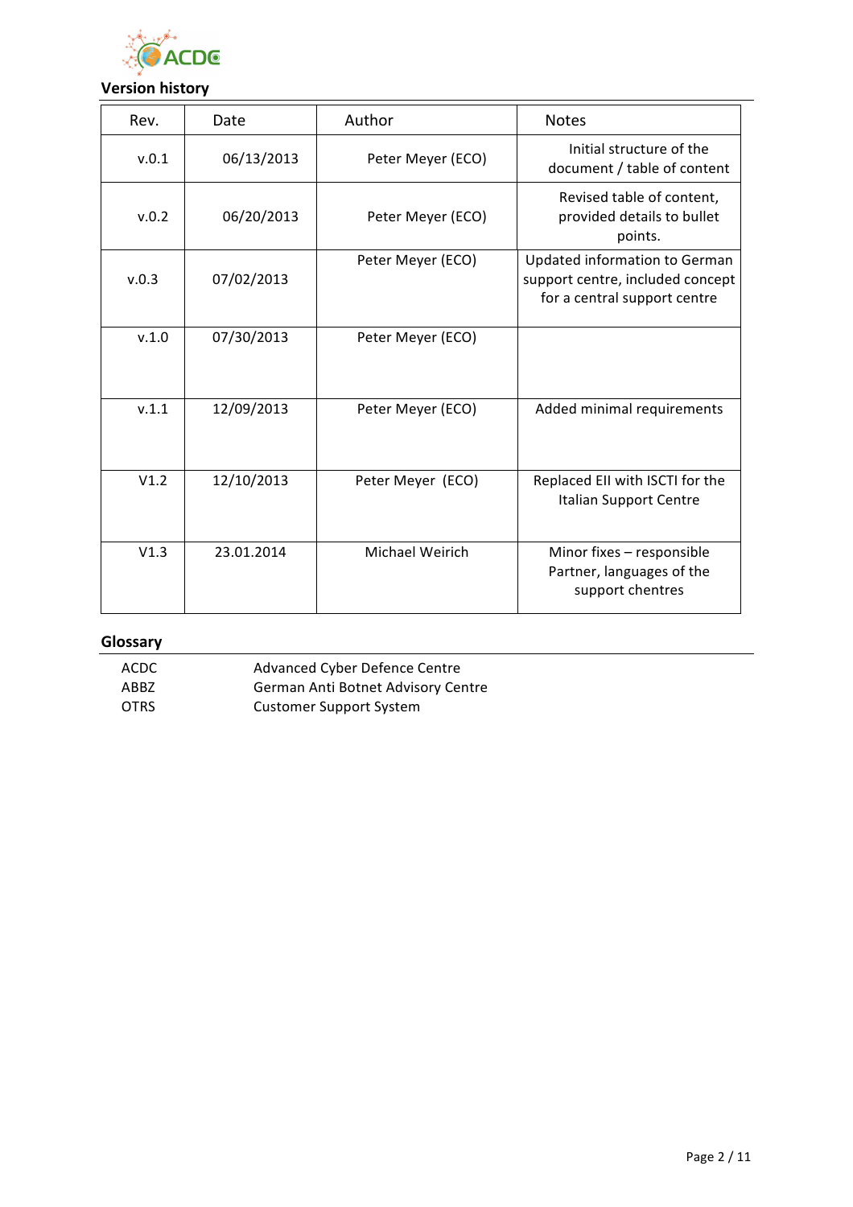## Version history

| Rev. | Date | Author | Notes |
|---|---|---|---|
| v.0.1 | 06/13/2013 | Peter Meyer (ECO) | Initial structure of the document / table of content |
| v.0.2 | 06/20/2013 | Peter Meyer (ECO) | Revised table of content, provided details to bullet points. |
| v.0.3 | 07/02/2013 | Peter Meyer (ECO) | Updated information to German support centre, included concept for a central support centre |
| v.1.0 | 07/30/2013 | Peter Meyer (ECO) | |
| v.1.1 | 12/09/2013 | Peter Meyer (ECO) | Added minimal requirements |
| V1.2 | 12/10/2013 | Peter Meyer (ECO) | Replaced EII with ISCTI for the Italian Support Centre |
| V1.3 | 23.01.2014 | Michael Weirich | Minor fixes – responsible Partner, languages of the support chentres |

## Glossary

| | |
|---|---|
| ACDC | Advanced Cyber Defence Centre |
| ABBZ | German Anti Botnet Advisory Centre |
| OTRS | Customer Support System |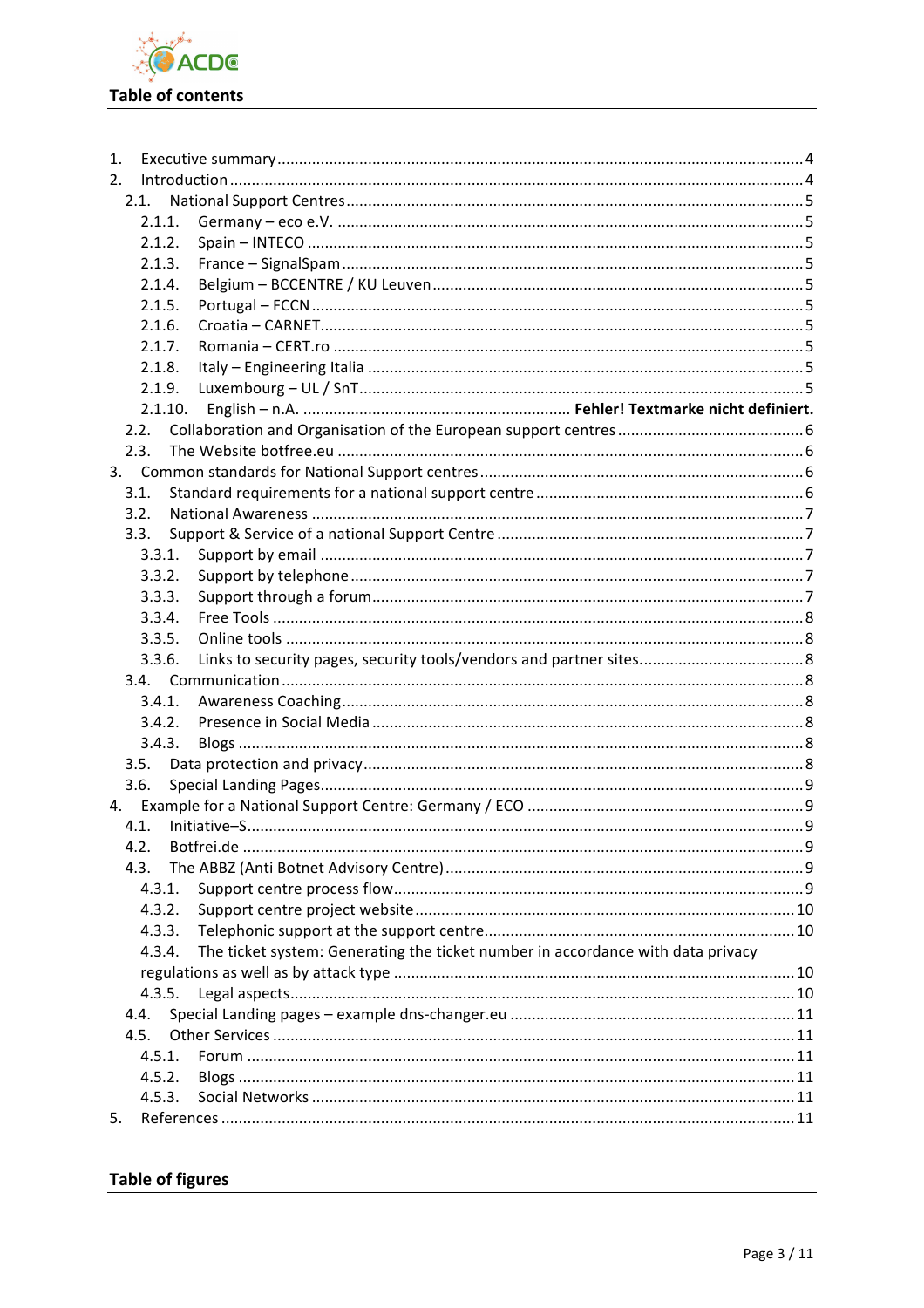## Table of contents

1. Executive summary ..... 4
2. Introduction ..... 4
   - 2.1. National Support Centres ..... 5
     - 2.1.1. Germany – eco e.V. ..... 5
     - 2.1.2. Spain – INTECO ..... 5
     - 2.1.3. France – SignalSpam ..... 5
     - 2.1.4. Belgium – BCCENTRE / KU Leuven ..... 5
     - 2.1.5. Portugal – FCCN ..... 5
     - 2.1.6. Croatia – CARNET ..... 5
     - 2.1.7. Romania – CERT.ro ..... 5
     - 2.1.8. Italy – Engineering Italia ..... 5
     - 2.1.9. Luxembourg – UL / SnT ..... 5
     - 2.1.10. English – n.A. ..... **Fehler! Textmarke nicht definiert.**
   - 2.2. Collaboration and Organisation of the European support centres ..... 6
   - 2.3. The Website botfree.eu ..... 6
3. Common standards for National Support centres ..... 6
   - 3.1. Standard requirements for a national support centre ..... 6
   - 3.2. National Awareness ..... 7
   - 3.3. Support & Service of a national Support Centre ..... 7
     - 3.3.1. Support by email ..... 7
     - 3.3.2. Support by telephone ..... 7
     - 3.3.3. Support through a forum ..... 7
     - 3.3.4. Free Tools ..... 8
     - 3.3.5. Online tools ..... 8
     - 3.3.6. Links to security pages, security tools/vendors and partner sites. ..... 8
   - 3.4. Communication ..... 8
     - 3.4.1. Awareness Coaching ..... 8
     - 3.4.2. Presence in Social Media ..... 8
     - 3.4.3. Blogs ..... 8
   - 3.5. Data protection and privacy ..... 8
   - 3.6. Special Landing Pages ..... 9
4. Example for a National Support Centre: Germany / ECO ..... 9
   - 4.1. Initiative–S ..... 9
   - 4.2. Botfrei.de ..... 9
   - 4.3. The ABBZ (Anti Botnet Advisory Centre) ..... 9
     - 4.3.1. Support centre process flow ..... 9
     - 4.3.2. Support centre project website ..... 10
     - 4.3.3. Telephonic support at the support centre ..... 10
     - 4.3.4. The ticket system: Generating the ticket number in accordance with data privacy regulations as well as by attack type ..... 10
     - 4.3.5. Legal aspects ..... 10
   - 4.4. Special Landing pages – example dns-changer.eu ..... 11
   - 4.5. Other Services ..... 11
     - 4.5.1. Forum ..... 11
     - 4.5.2. Blogs ..... 11
     - 4.5.3. Social Networks ..... 11
5. References ..... 11

## Table of figures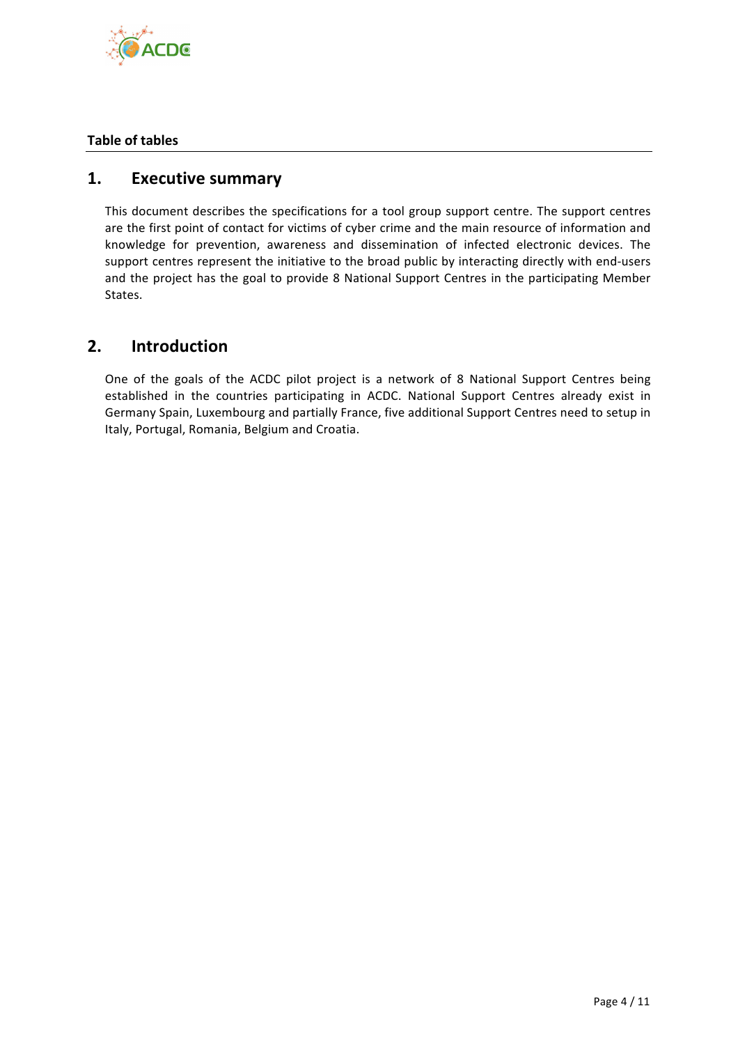**Table of tables**

# 1. Executive summary

This document describes the specifications for a tool group support centre. The support centres are the first point of contact for victims of cyber crime and the main resource of information and knowledge for prevention, awareness and dissemination of infected electronic devices. The support centres represent the initiative to the broad public by interacting directly with end-users and the project has the goal to provide 8 National Support Centres in the participating Member States.

# 2. Introduction

One of the goals of the ACDC pilot project is a network of 8 National Support Centres being established in the countries participating in ACDC. National Support Centres already exist in Germany Spain, Luxembourg and partially France, five additional Support Centres need to setup in Italy, Portugal, Romania, Belgium and Croatia.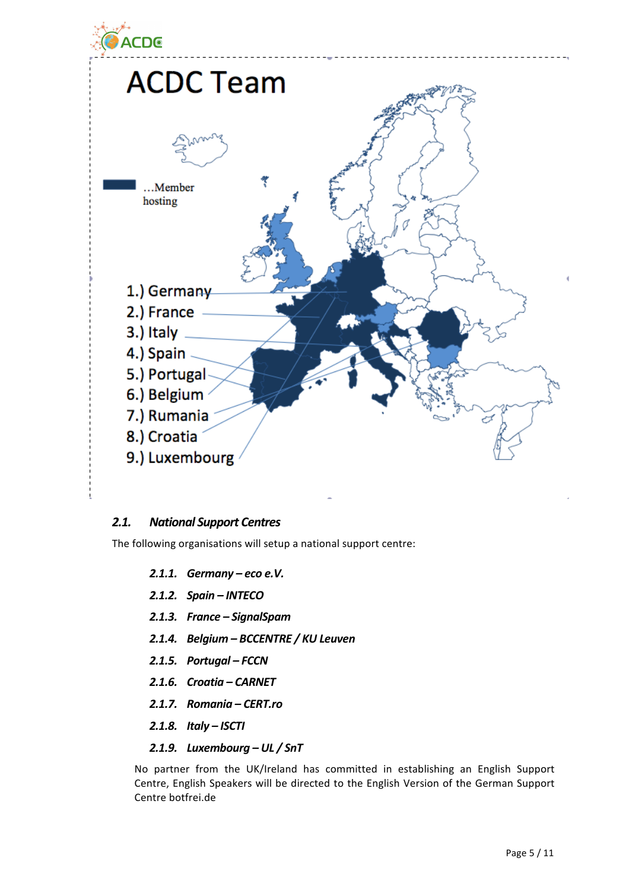# ACDC Team

…Member hosting

1.) Germany
2.) France
3.) Italy
4.) Spain
5.) Portugal
6.) Belgium
7.) Rumania
8.) Croatia
9.) Luxembourg

## *2.1. National Support Centres*

The following organisations will setup a national support centre:

### *2.1.1. Germany – eco e.V.*

### *2.1.2. Spain – INTECO*

### *2.1.3. France – SignalSpam*

### *2.1.4. Belgium – BCCENTRE / KU Leuven*

### *2.1.5. Portugal – FCCN*

### *2.1.6. Croatia – CARNET*

### *2.1.7. Romania – CERT.ro*

### *2.1.8. Italy – ISCTI*

### *2.1.9. Luxembourg – UL / SnT*

No partner from the UK/Ireland has committed in establishing an English Support Centre, English Speakers will be directed to the English Version of the German Support Centre botfrei.de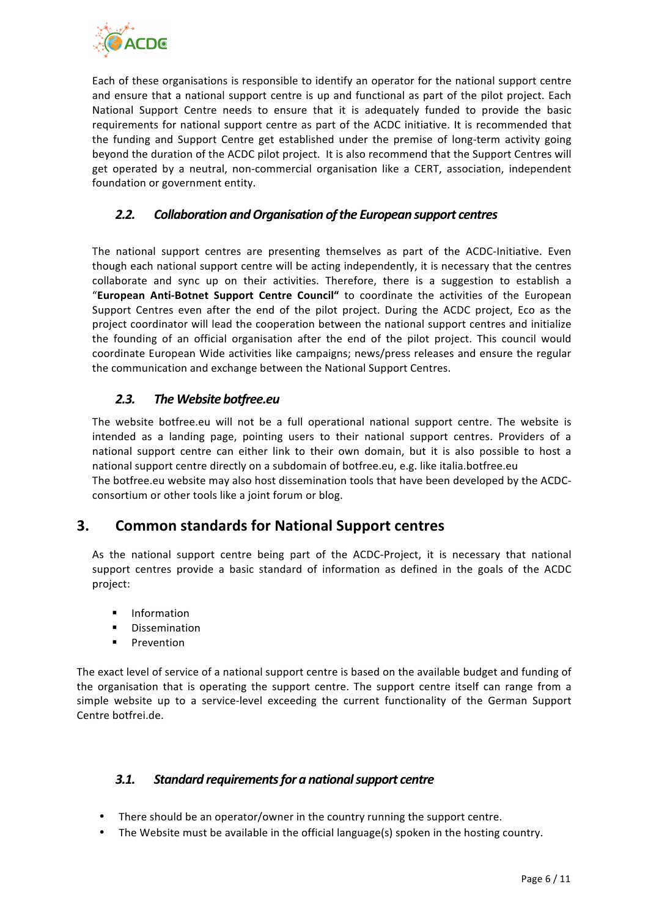Each of these organisations is responsible to identify an operator for the national support centre and ensure that a national support centre is up and functional as part of the pilot project. Each National Support Centre needs to ensure that it is adequately funded to provide the basic requirements for national support centre as part of the ACDC initiative. It is recommended that the funding and Support Centre get established under the premise of long-term activity going beyond the duration of the ACDC pilot project. It is also recommend that the Support Centres will get operated by a neutral, non-commercial organisation like a CERT, association, independent foundation or government entity.

### *2.2. Collaboration and Organisation of the European support centres*

The national support centres are presenting themselves as part of the ACDC-Initiative. Even though each national support centre will be acting independently, it is necessary that the centres collaborate and sync up on their activities. Therefore, there is a suggestion to establish a "**European Anti-Botnet Support Centre Council"** to coordinate the activities of the European Support Centres even after the end of the pilot project. During the ACDC project, Eco as the project coordinator will lead the cooperation between the national support centres and initialize the founding of an official organisation after the end of the pilot project. This council would coordinate European Wide activities like campaigns; news/press releases and ensure the regular the communication and exchange between the National Support Centres.

### *2.3. The Website botfree.eu*

The website botfree.eu will not be a full operational national support centre. The website is intended as a landing page, pointing users to their national support centres. Providers of a national support centre can either link to their own domain, but it is also possible to host a national support centre directly on a subdomain of botfree.eu, e.g. like italia.botfree.eu
The botfree.eu website may also host dissemination tools that have been developed by the ACDC-consortium or other tools like a joint forum or blog.

## 3. Common standards for National Support centres

As the national support centre being part of the ACDC-Project, it is necessary that national support centres provide a basic standard of information as defined in the goals of the ACDC project:

- Information
- Dissemination
- Prevention

The exact level of service of a national support centre is based on the available budget and funding of the organisation that is operating the support centre. The support centre itself can range from a simple website up to a service-level exceeding the current functionality of the German Support Centre botfrei.de.

### *3.1. Standard requirements for a national support centre*

- There should be an operator/owner in the country running the support centre.
- The Website must be available in the official language(s) spoken in the hosting country.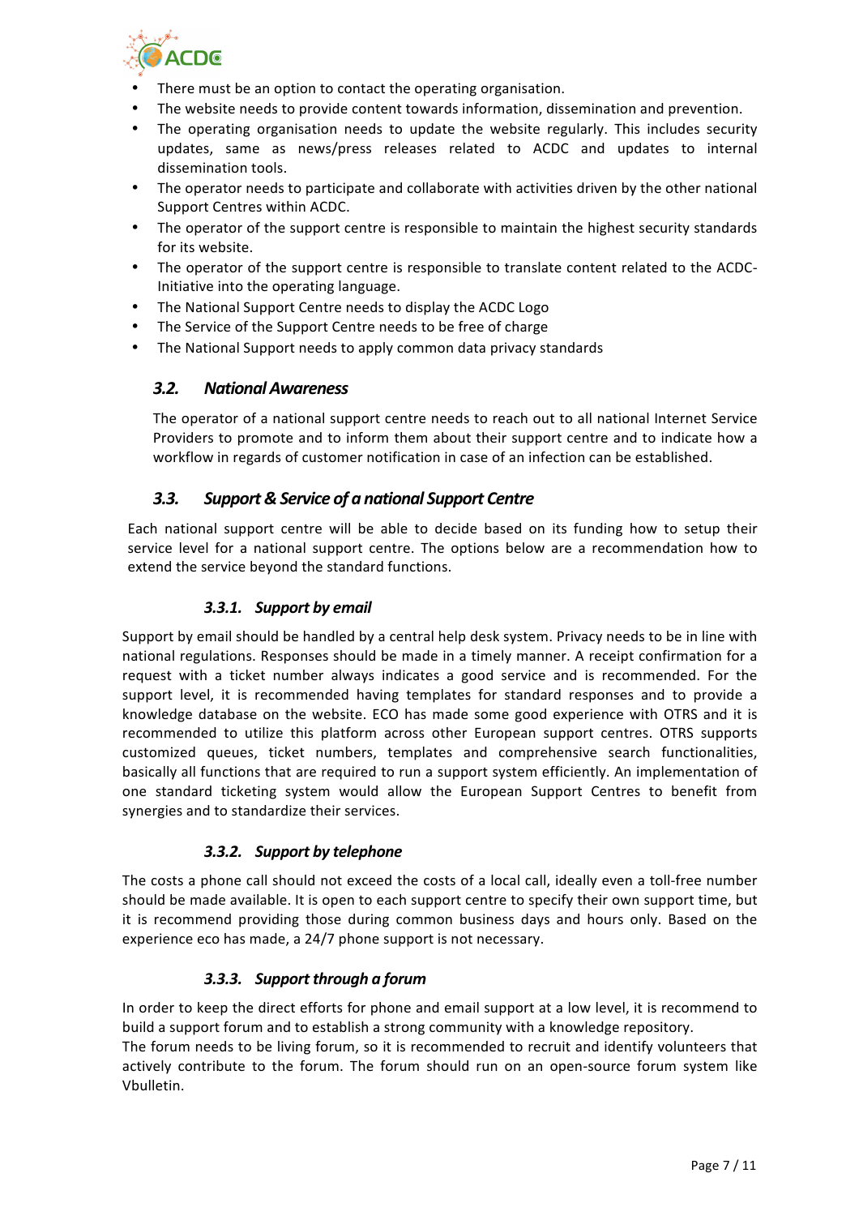- There must be an option to contact the operating organisation.
- The website needs to provide content towards information, dissemination and prevention.
- The operating organisation needs to update the website regularly. This includes security updates, same as news/press releases related to ACDC and updates to internal dissemination tools.
- The operator needs to participate and collaborate with activities driven by the other national Support Centres within ACDC.
- The operator of the support centre is responsible to maintain the highest security standards for its website.
- The operator of the support centre is responsible to translate content related to the ACDC-Initiative into the operating language.
- The National Support Centre needs to display the ACDC Logo
- The Service of the Support Centre needs to be free of charge
- The National Support needs to apply common data privacy standards

### *3.2. National Awareness*

The operator of a national support centre needs to reach out to all national Internet Service Providers to promote and to inform them about their support centre and to indicate how a workflow in regards of customer notification in case of an infection can be established.

### *3.3. Support & Service of a national Support Centre*

Each national support centre will be able to decide based on its funding how to setup their service level for a national support centre. The options below are a recommendation how to extend the service beyond the standard functions.

#### *3.3.1. Support by email*

Support by email should be handled by a central help desk system. Privacy needs to be in line with national regulations. Responses should be made in a timely manner. A receipt confirmation for a request with a ticket number always indicates a good service and is recommended. For the support level, it is recommended having templates for standard responses and to provide a knowledge database on the website. ECO has made some good experience with OTRS and it is recommended to utilize this platform across other European support centres. OTRS supports customized queues, ticket numbers, templates and comprehensive search functionalities, basically all functions that are required to run a support system efficiently. An implementation of one standard ticketing system would allow the European Support Centres to benefit from synergies and to standardize their services.

#### *3.3.2. Support by telephone*

The costs a phone call should not exceed the costs of a local call, ideally even a toll-free number should be made available. It is open to each support centre to specify their own support time, but it is recommend providing those during common business days and hours only. Based on the experience eco has made, a 24/7 phone support is not necessary.

#### *3.3.3. Support through a forum*

In order to keep the direct efforts for phone and email support at a low level, it is recommend to build a support forum and to establish a strong community with a knowledge repository.
The forum needs to be living forum, so it is recommended to recruit and identify volunteers that actively contribute to the forum. The forum should run on an open-source forum system like Vbulletin.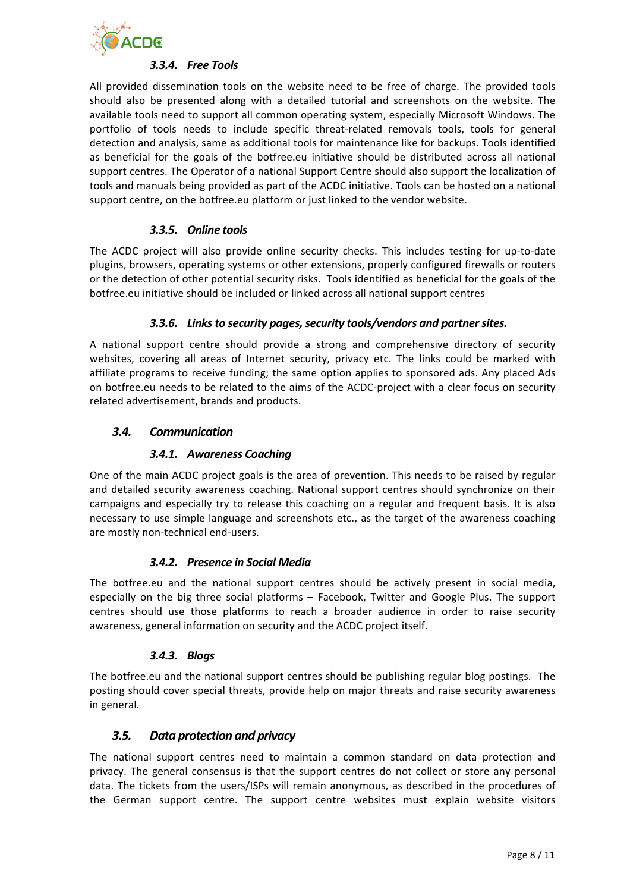#### *3.3.4. Free Tools*

All provided dissemination tools on the website need to be free of charge. The provided tools should also be presented along with a detailed tutorial and screenshots on the website. The available tools need to support all common operating system, especially Microsoft Windows. The portfolio of tools needs to include specific threat-related removals tools, tools for general detection and analysis, same as additional tools for maintenance like for backups. Tools identified as beneficial for the goals of the botfree.eu initiative should be distributed across all national support centres. The Operator of a national Support Centre should also support the localization of tools and manuals being provided as part of the ACDC initiative. Tools can be hosted on a national support centre, on the botfree.eu platform or just linked to the vendor website.

#### *3.3.5. Online tools*

The ACDC project will also provide online security checks. This includes testing for up-to-date plugins, browsers, operating systems or other extensions, properly configured firewalls or routers or the detection of other potential security risks. Tools identified as beneficial for the goals of the botfree.eu initiative should be included or linked across all national support centres

#### *3.3.6. Links to security pages, security tools/vendors and partner sites.*

A national support centre should provide a strong and comprehensive directory of security websites, covering all areas of Internet security, privacy etc. The links could be marked with affiliate programs to receive funding; the same option applies to sponsored ads. Any placed Ads on botfree.eu needs to be related to the aims of the ACDC-project with a clear focus on security related advertisement, brands and products.

### *3.4. Communication*

#### *3.4.1. Awareness Coaching*

One of the main ACDC project goals is the area of prevention. This needs to be raised by regular and detailed security awareness coaching. National support centres should synchronize on their campaigns and especially try to release this coaching on a regular and frequent basis. It is also necessary to use simple language and screenshots etc., as the target of the awareness coaching are mostly non-technical end-users.

#### *3.4.2. Presence in Social Media*

The botfree.eu and the national support centres should be actively present in social media, especially on the big three social platforms – Facebook, Twitter and Google Plus. The support centres should use those platforms to reach a broader audience in order to raise security awareness, general information on security and the ACDC project itself.

#### *3.4.3. Blogs*

The botfree.eu and the national support centres should be publishing regular blog postings. The posting should cover special threats, provide help on major threats and raise security awareness in general.

### *3.5. Data protection and privacy*

The national support centres need to maintain a common standard on data protection and privacy. The general consensus is that the support centres do not collect or store any personal data. The tickets from the users/ISPs will remain anonymous, as described in the procedures of the German support centre. The support centre websites must explain website visitors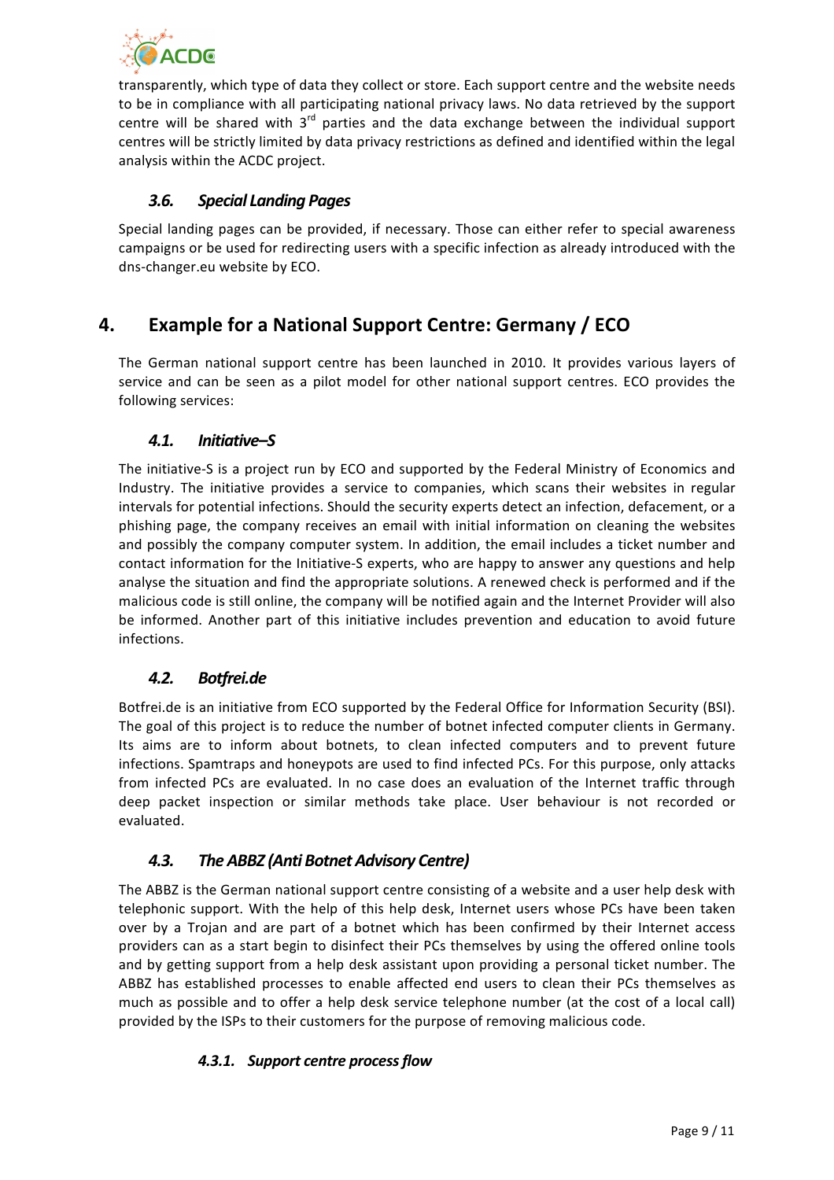transparently, which type of data they collect or store. Each support centre and the website needs to be in compliance with all participating national privacy laws. No data retrieved by the support centre will be shared with 3rd parties and the data exchange between the individual support centres will be strictly limited by data privacy restrictions as defined and identified within the legal analysis within the ACDC project.

### *3.6. Special Landing Pages*

Special landing pages can be provided, if necessary. Those can either refer to special awareness campaigns or be used for redirecting users with a specific infection as already introduced with the dns-changer.eu website by ECO.

## 4. Example for a National Support Centre: Germany / ECO

The German national support centre has been launched in 2010. It provides various layers of service and can be seen as a pilot model for other national support centres. ECO provides the following services:

### *4.1. Initiative–S*

The initiative-S is a project run by ECO and supported by the Federal Ministry of Economics and Industry. The initiative provides a service to companies, which scans their websites in regular intervals for potential infections. Should the security experts detect an infection, defacement, or a phishing page, the company receives an email with initial information on cleaning the websites and possibly the company computer system. In addition, the email includes a ticket number and contact information for the Initiative-S experts, who are happy to answer any questions and help analyse the situation and find the appropriate solutions. A renewed check is performed and if the malicious code is still online, the company will be notified again and the Internet Provider will also be informed. Another part of this initiative includes prevention and education to avoid future infections.

### *4.2. Botfrei.de*

Botfrei.de is an initiative from ECO supported by the Federal Office for Information Security (BSI). The goal of this project is to reduce the number of botnet infected computer clients in Germany. Its aims are to inform about botnets, to clean infected computers and to prevent future infections. Spamtraps and honeypots are used to find infected PCs. For this purpose, only attacks from infected PCs are evaluated. In no case does an evaluation of the Internet traffic through deep packet inspection or similar methods take place. User behaviour is not recorded or evaluated.

### *4.3. The ABBZ (Anti Botnet Advisory Centre)*

The ABBZ is the German national support centre consisting of a website and a user help desk with telephonic support. With the help of this help desk, Internet users whose PCs have been taken over by a Trojan and are part of a botnet which has been confirmed by their Internet access providers can as a start begin to disinfect their PCs themselves by using the offered online tools and by getting support from a help desk assistant upon providing a personal ticket number. The ABBZ has established processes to enable affected end users to clean their PCs themselves as much as possible and to offer a help desk service telephone number (at the cost of a local call) provided by the ISPs to their customers for the purpose of removing malicious code.

#### *4.3.1. Support centre process flow*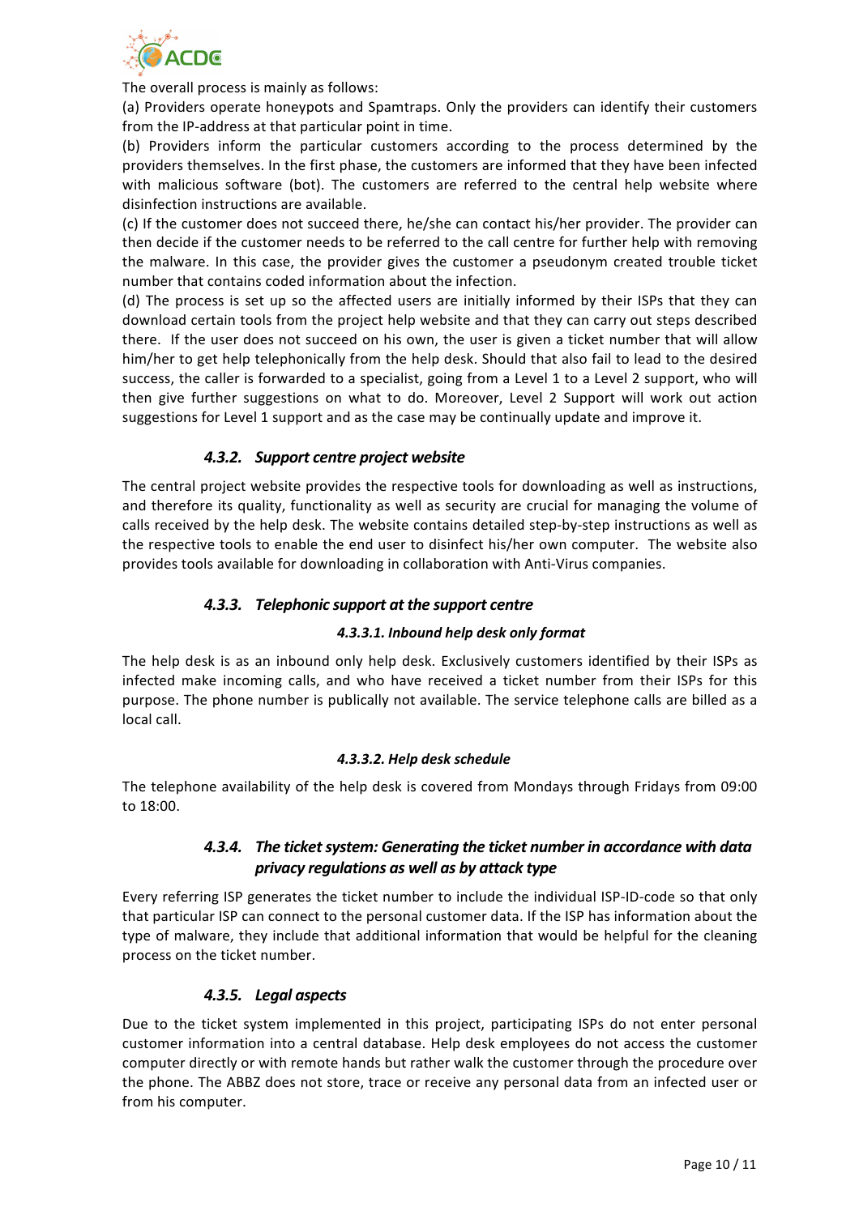The overall process is mainly as follows:

(a) Providers operate honeypots and Spamtraps. Only the providers can identify their customers from the IP-address at that particular point in time.

(b) Providers inform the particular customers according to the process determined by the providers themselves. In the first phase, the customers are informed that they have been infected with malicious software (bot). The customers are referred to the central help website where disinfection instructions are available.

(c) If the customer does not succeed there, he/she can contact his/her provider. The provider can then decide if the customer needs to be referred to the call centre for further help with removing the malware. In this case, the provider gives the customer a pseudonym created trouble ticket number that contains coded information about the infection.

(d) The process is set up so the affected users are initially informed by their ISPs that they can download certain tools from the project help website and that they can carry out steps described there. If the user does not succeed on his own, the user is given a ticket number that will allow him/her to get help telephonically from the help desk. Should that also fail to lead to the desired success, the caller is forwarded to a specialist, going from a Level 1 to a Level 2 support, who will then give further suggestions on what to do. Moreover, Level 2 Support will work out action suggestions for Level 1 support and as the case may be continually update and improve it.

### *4.3.2. Support centre project website*

The central project website provides the respective tools for downloading as well as instructions, and therefore its quality, functionality as well as security are crucial for managing the volume of calls received by the help desk. The website contains detailed step-by-step instructions as well as the respective tools to enable the end user to disinfect his/her own computer. The website also provides tools available for downloading in collaboration with Anti-Virus companies.

### *4.3.3. Telephonic support at the support centre*

#### *4.3.3.1. Inbound help desk only format*

The help desk is as an inbound only help desk. Exclusively customers identified by their ISPs as infected make incoming calls, and who have received a ticket number from their ISPs for this purpose. The phone number is publically not available. The service telephone calls are billed as a local call.

#### *4.3.3.2. Help desk schedule*

The telephone availability of the help desk is covered from Mondays through Fridays from 09:00 to 18:00.

### *4.3.4. The ticket system: Generating the ticket number in accordance with data privacy regulations as well as by attack type*

Every referring ISP generates the ticket number to include the individual ISP-ID-code so that only that particular ISP can connect to the personal customer data. If the ISP has information about the type of malware, they include that additional information that would be helpful for the cleaning process on the ticket number.

### *4.3.5. Legal aspects*

Due to the ticket system implemented in this project, participating ISPs do not enter personal customer information into a central database. Help desk employees do not access the customer computer directly or with remote hands but rather walk the customer through the procedure over the phone. The ABBZ does not store, trace or receive any personal data from an infected user or from his computer.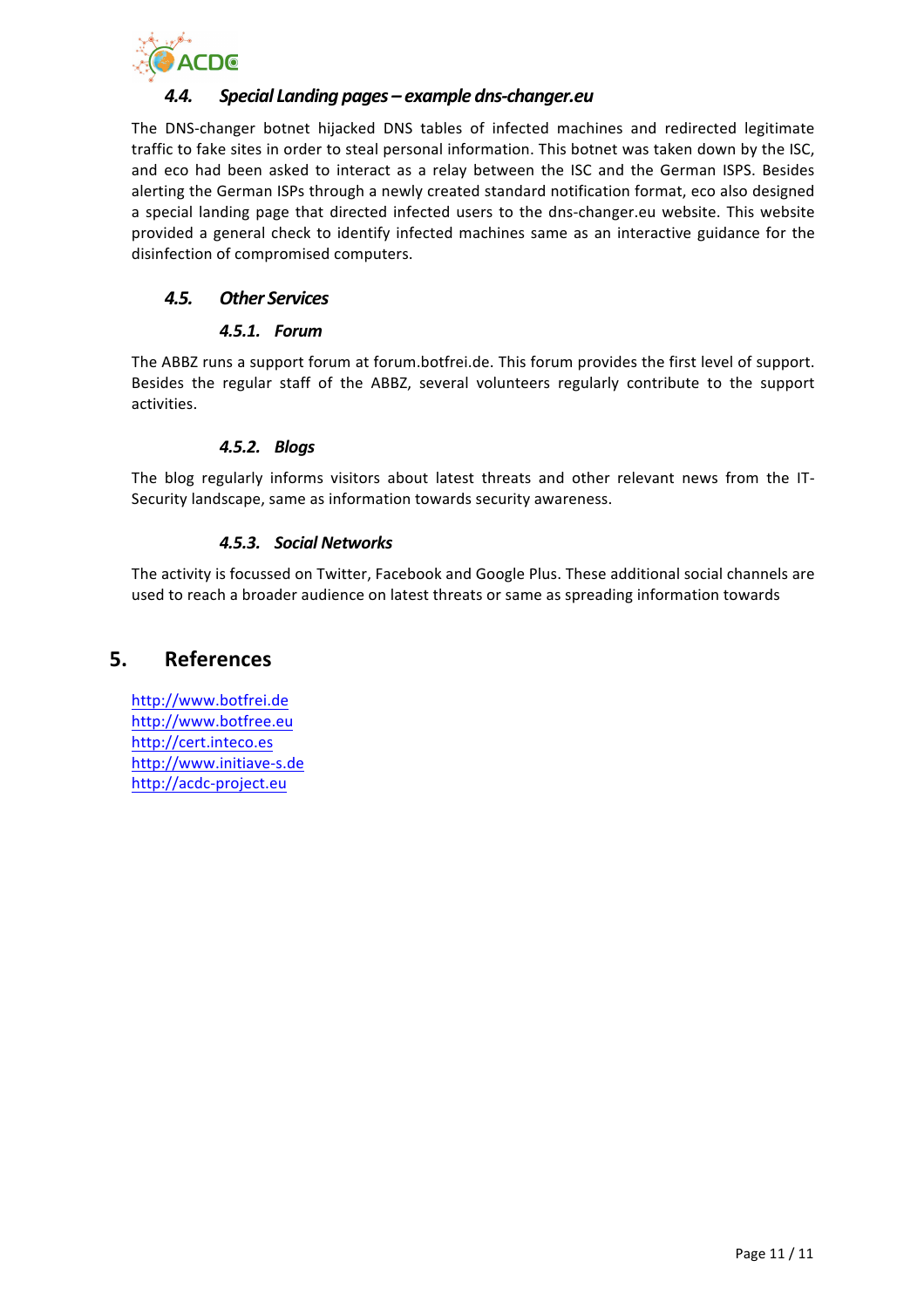### 4.4. Special Landing pages – example dns-changer.eu

The DNS-changer botnet hijacked DNS tables of infected machines and redirected legitimate traffic to fake sites in order to steal personal information. This botnet was taken down by the ISC, and eco had been asked to interact as a relay between the ISC and the German ISPS. Besides alerting the German ISPs through a newly created standard notification format, eco also designed a special landing page that directed infected users to the dns-changer.eu website. This website provided a general check to identify infected machines same as an interactive guidance for the disinfection of compromised computers.

### 4.5. Other Services

#### 4.5.1. Forum

The ABBZ runs a support forum at forum.botfrei.de. This forum provides the first level of support. Besides the regular staff of the ABBZ, several volunteers regularly contribute to the support activities.

#### 4.5.2. Blogs

The blog regularly informs visitors about latest threats and other relevant news from the IT-Security landscape, same as information towards security awareness.

#### 4.5.3. Social Networks

The activity is focussed on Twitter, Facebook and Google Plus. These additional social channels are used to reach a broader audience on latest threats or same as spreading information towards

## 5. References

http://www.botfrei.de
http://www.botfree.eu
http://cert.inteco.es
http://www.initiave-s.de
http://acdc-project.eu